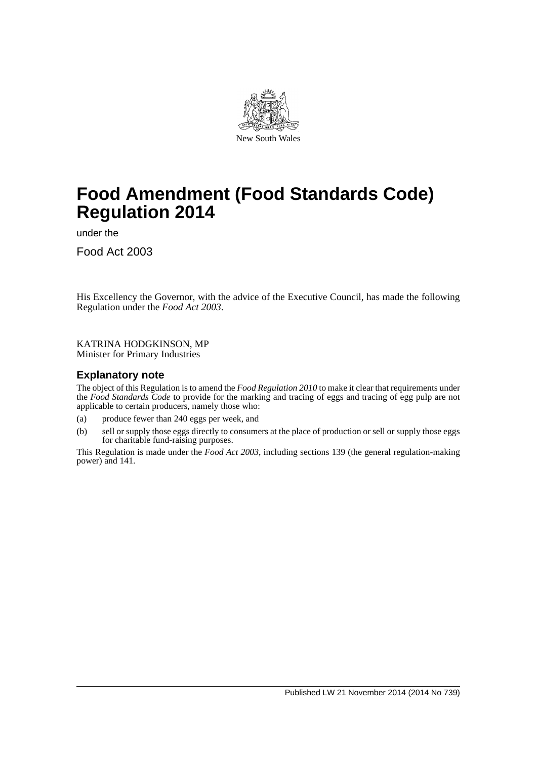New South Wales

# Food Amendment (Food Standards Code) Regulation 2014

under the

Food Act 2003

His Excellency the Governor, with the advice of the Executive Council, has made the following Regulation under the *Food Act 2003*.

KATRINA HODGKINSON, MP
Minister for Primary Industries

## Explanatory note

The object of this Regulation is to amend the *Food Regulation 2010* to make it clear that requirements under the *Food Standards Code* to provide for the marking and tracing of eggs and tracing of egg pulp are not applicable to certain producers, namely those who:

(a) produce fewer than 240 eggs per week, and

(b) sell or supply those eggs directly to consumers at the place of production or sell or supply those eggs for charitable fund-raising purposes.

This Regulation is made under the *Food Act 2003*, including sections 139 (the general regulation-making power) and 141.

Published LW 21 November 2014 (2014 No 739)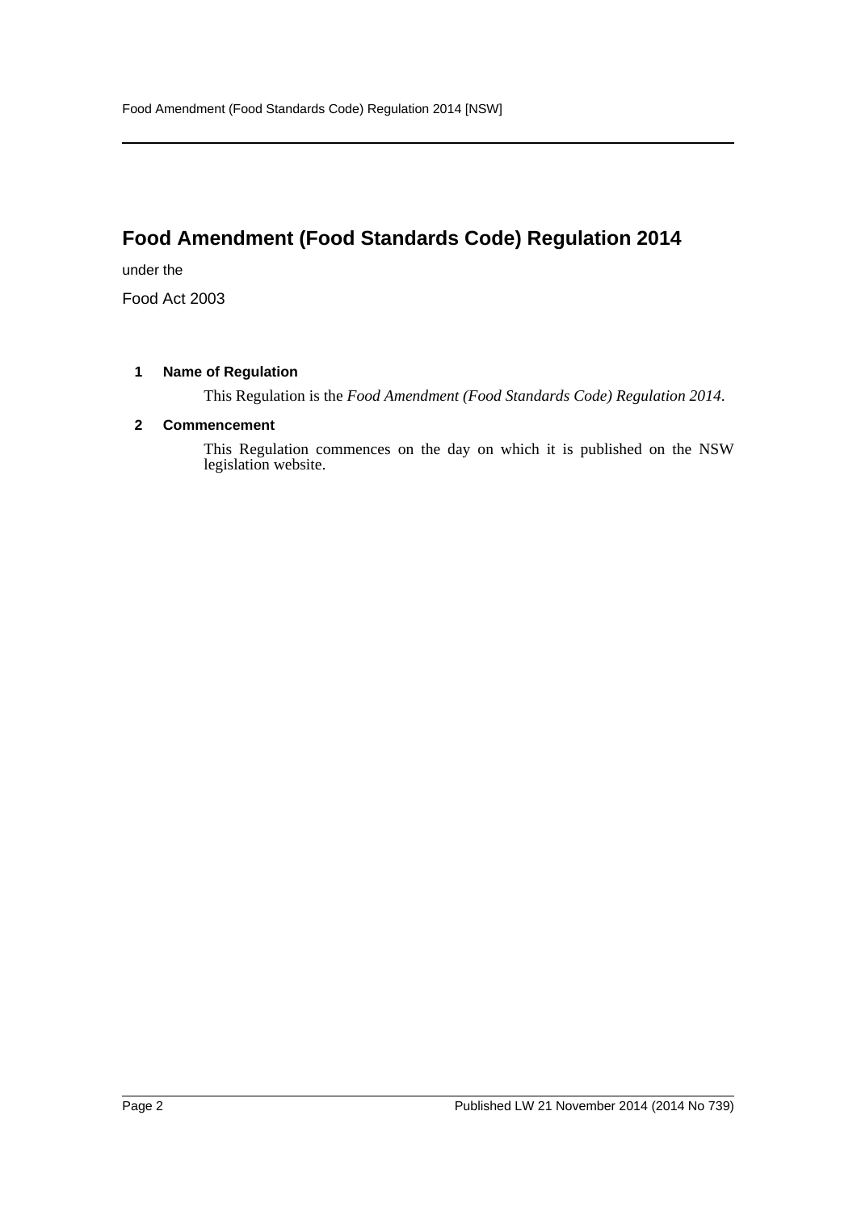# Food Amendment (Food Standards Code) Regulation 2014

under the

Food Act 2003

### 1 Name of Regulation

This Regulation is the *Food Amendment (Food Standards Code) Regulation 2014*.

### 2 Commencement

This Regulation commences on the day on which it is published on the NSW legislation website.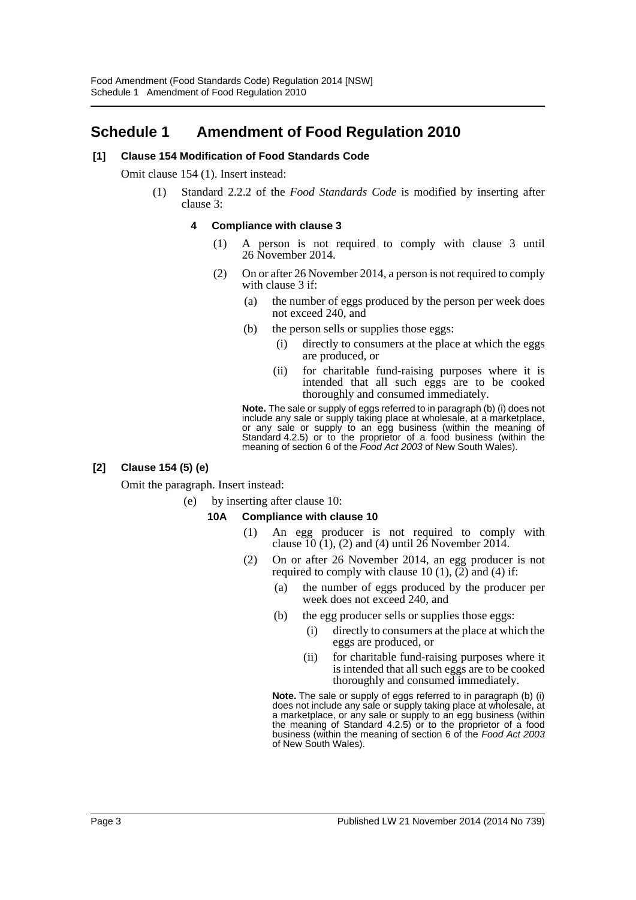# Schedule 1 Amendment of Food Regulation 2010

## [1] Clause 154 Modification of Food Standards Code

Omit clause 154 (1). Insert instead:

(1) Standard 2.2.2 of the *Food Standards Code* is modified by inserting after clause 3:

**4 Compliance with clause 3**

(1) A person is not required to comply with clause 3 until 26 November 2014.

(2) On or after 26 November 2014, a person is not required to comply with clause 3 if:

(a) the number of eggs produced by the person per week does not exceed 240, and

(b) the person sells or supplies those eggs:

(i) directly to consumers at the place at which the eggs are produced, or

(ii) for charitable fund-raising purposes where it is intended that all such eggs are to be cooked thoroughly and consumed immediately.

**Note.** The sale or supply of eggs referred to in paragraph (b) (i) does not include any sale or supply taking place at wholesale, at a marketplace, or any sale or supply to an egg business (within the meaning of Standard 4.2.5) or to the proprietor of a food business (within the meaning of section 6 of the *Food Act 2003* of New South Wales).

## [2] Clause 154 (5) (e)

Omit the paragraph. Insert instead:

(e) by inserting after clause 10:

**10A Compliance with clause 10**

(1) An egg producer is not required to comply with clause 10 (1), (2) and (4) until 26 November 2014.

(2) On or after 26 November 2014, an egg producer is not required to comply with clause 10 (1), (2) and (4) if:

(a) the number of eggs produced by the producer per week does not exceed 240, and

(b) the egg producer sells or supplies those eggs:

(i) directly to consumers at the place at which the eggs are produced, or

(ii) for charitable fund-raising purposes where it is intended that all such eggs are to be cooked thoroughly and consumed immediately.

**Note.** The sale or supply of eggs referred to in paragraph (b) (i) does not include any sale or supply taking place at wholesale, at a marketplace, or any sale or supply to an egg business (within the meaning of Standard 4.2.5) or to the proprietor of a food business (within the meaning of section 6 of the *Food Act 2003* of New South Wales).